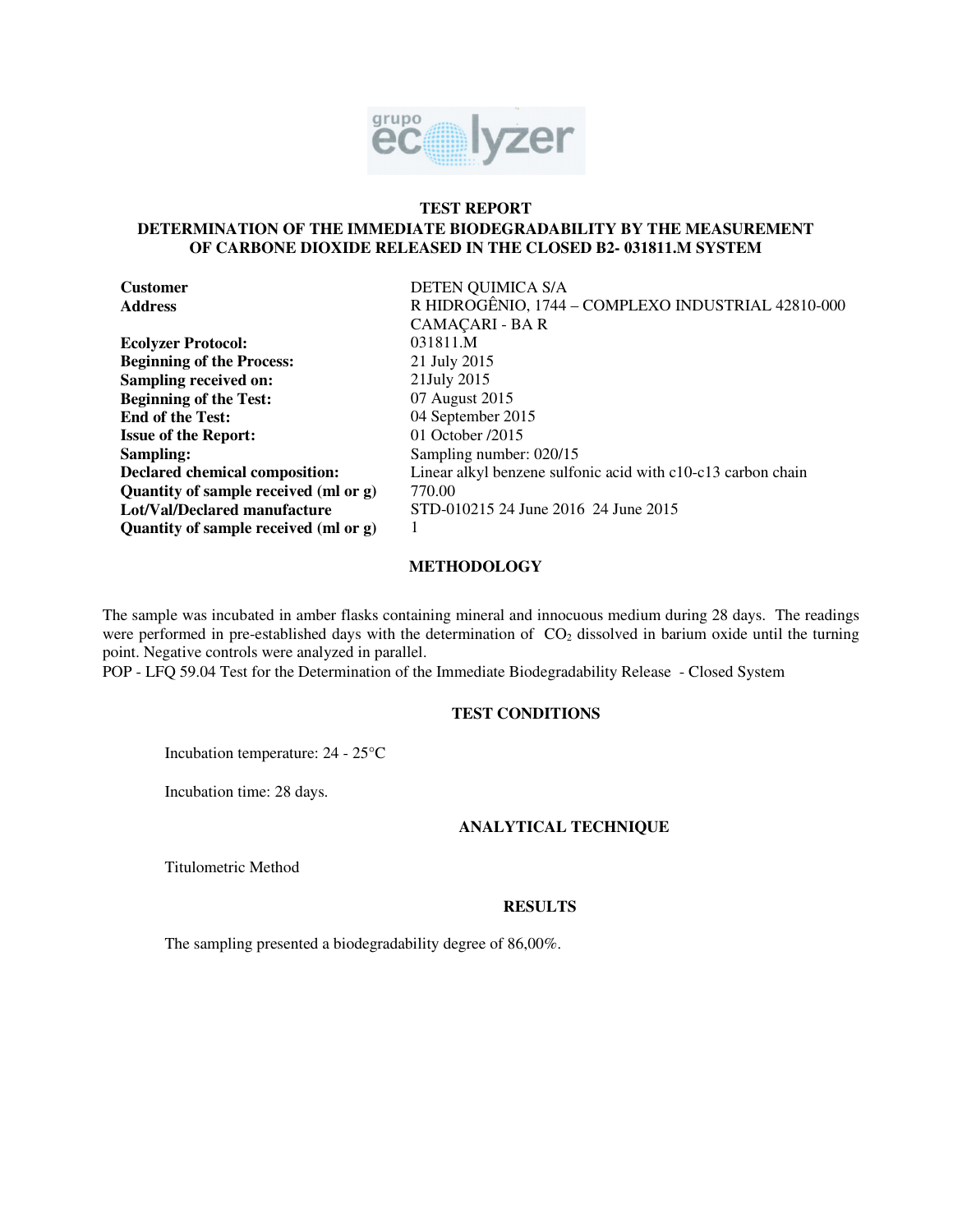# TEST REPORT

## DETERMINATION OF THE IMMEDIATE BIODEGRADABILITY BY THE MEASUREMENT OF CARBONE DIOXIDE RELEASED IN THE CLOSED B2- 031811.M SYSTEM

| | |
|---|---|
| **Customer** | DETEN QUIMICA S/A |
| **Address** | R HIDROGÊNIO, 1744 – COMPLEXO INDUSTRIAL 42810-000 CAMAÇARI - BA R |
| **Ecolyzer Protocol:** | 031811.M |
| **Beginning of the Process:** | 21 July 2015 |
| **Sampling received on:** | 21July 2015 |
| **Beginning of the Test:** | 07 August 2015 |
| **End of the Test:** | 04 September 2015 |
| **Issue of the Report:** | 01 October /2015 |
| **Sampling:** | Sampling number: 020/15 |
| **Declared chemical composition:** | Linear alkyl benzene sulfonic acid with c10-c13 carbon chain |
| **Quantity of sample received (ml or g)** | 770.00 |
| **Lot/Val/Declared manufacture** | STD-010215 24 June 2016 24 June 2015 |
| **Quantity of sample received (ml or g)** | 1 |

### METHODOLOGY

The sample was incubated in amber flasks containing mineral and innocuous medium during 28 days. The readings were performed in pre-established days with the determination of $CO_2$ dissolved in barium oxide until the turning point. Negative controls were analyzed in parallel.
POP - LFQ 59.04 Test for the Determination of the Immediate Biodegradability Release - Closed System

### TEST CONDITIONS

Incubation temperature: 24 - 25°C

Incubation time: 28 days.

### ANALYTICAL TECHNIQUE

Titulometric Method

### RESULTS

The sampling presented a biodegradability degree of 86,00%.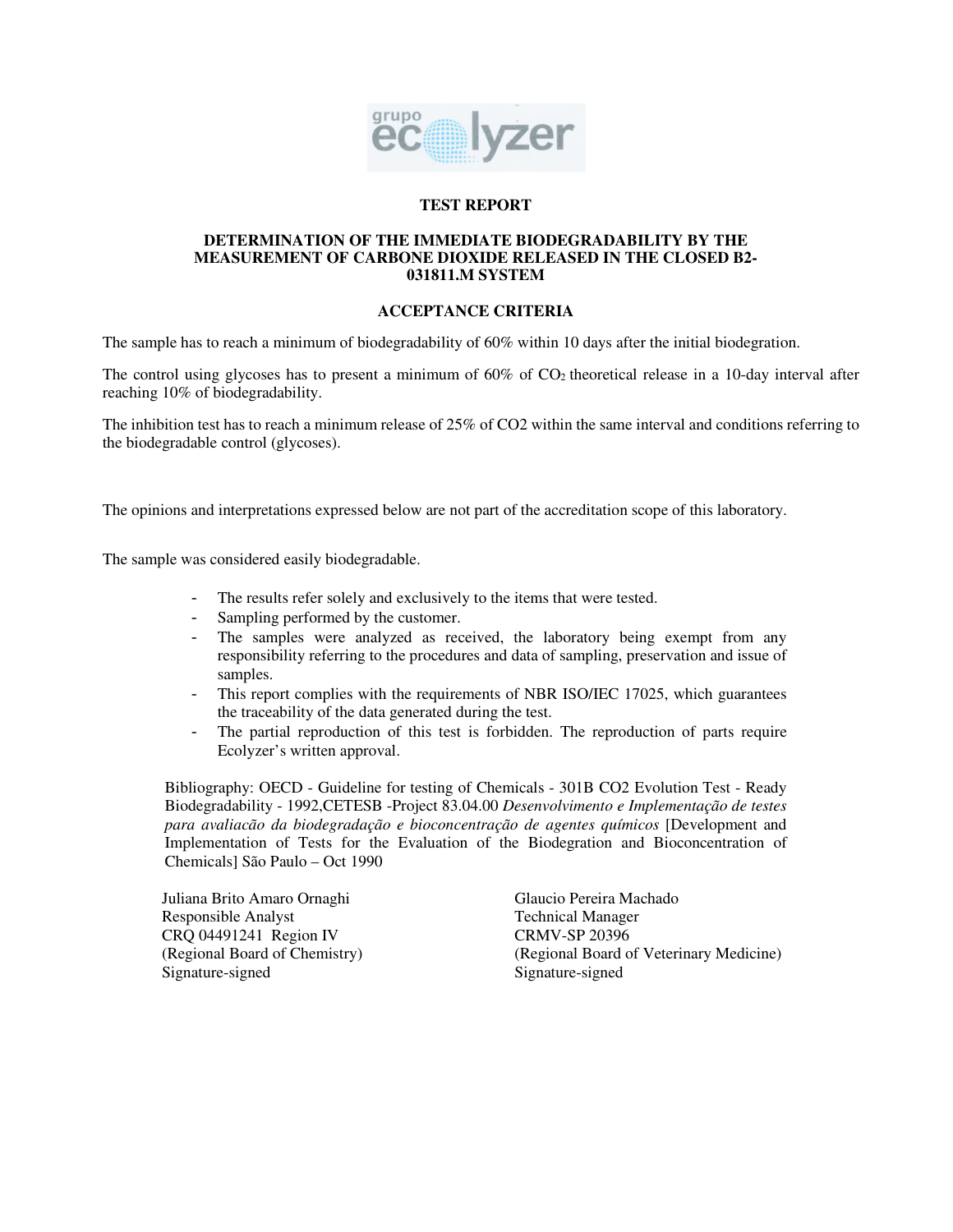**grupo ecolyzer**

**TEST REPORT**

**DETERMINATION OF THE IMMEDIATE BIODEGRADABILITY BY THE MEASUREMENT OF CARBONE DIOXIDE RELEASED IN THE CLOSED B2-031811.M SYSTEM**

**ACCEPTANCE CRITERIA**

The sample has to reach a minimum of biodegradability of 60% within 10 days after the initial biodegration.

The control using glycoses has to present a minimum of 60% of $CO_2$ theoretical release in a 10-day interval after reaching 10% of biodegradability.

The inhibition test has to reach a minimum release of 25% of CO2 within the same interval and conditions referring to the biodegradable control (glycoses).

The opinions and interpretations expressed below are not part of the accreditation scope of this laboratory.

The sample was considered easily biodegradable.

- The results refer solely and exclusively to the items that were tested.
- Sampling performed by the customer.
- The samples were analyzed as received, the laboratory being exempt from any responsibility referring to the procedures and data of sampling, preservation and issue of samples.
- This report complies with the requirements of NBR ISO/IEC 17025, which guarantees the traceability of the data generated during the test.
- The partial reproduction of this test is forbidden. The reproduction of parts require Ecolyzer's written approval.

Bibliography: OECD - Guideline for testing of Chemicals - 301B CO2 Evolution Test - Ready Biodegradability - 1992,CETESB -Project 83.04.00 *Desenvolvimento e Implementação de testes para avaliacão da biodegradação e bioconcentração de agentes químicos* [Development and Implementation of Tests for the Evaluation of the Biodegration and Bioconcentration of Chemicals] São Paulo – Oct 1990

Juliana Brito Amaro Ornaghi
Responsible Analyst
CRQ 04491241 Region IV
(Regional Board of Chemistry)
Signature-signed

Glaucio Pereira Machado
Technical Manager
CRMV-SP 20396
(Regional Board of Veterinary Medicine)
Signature-signed